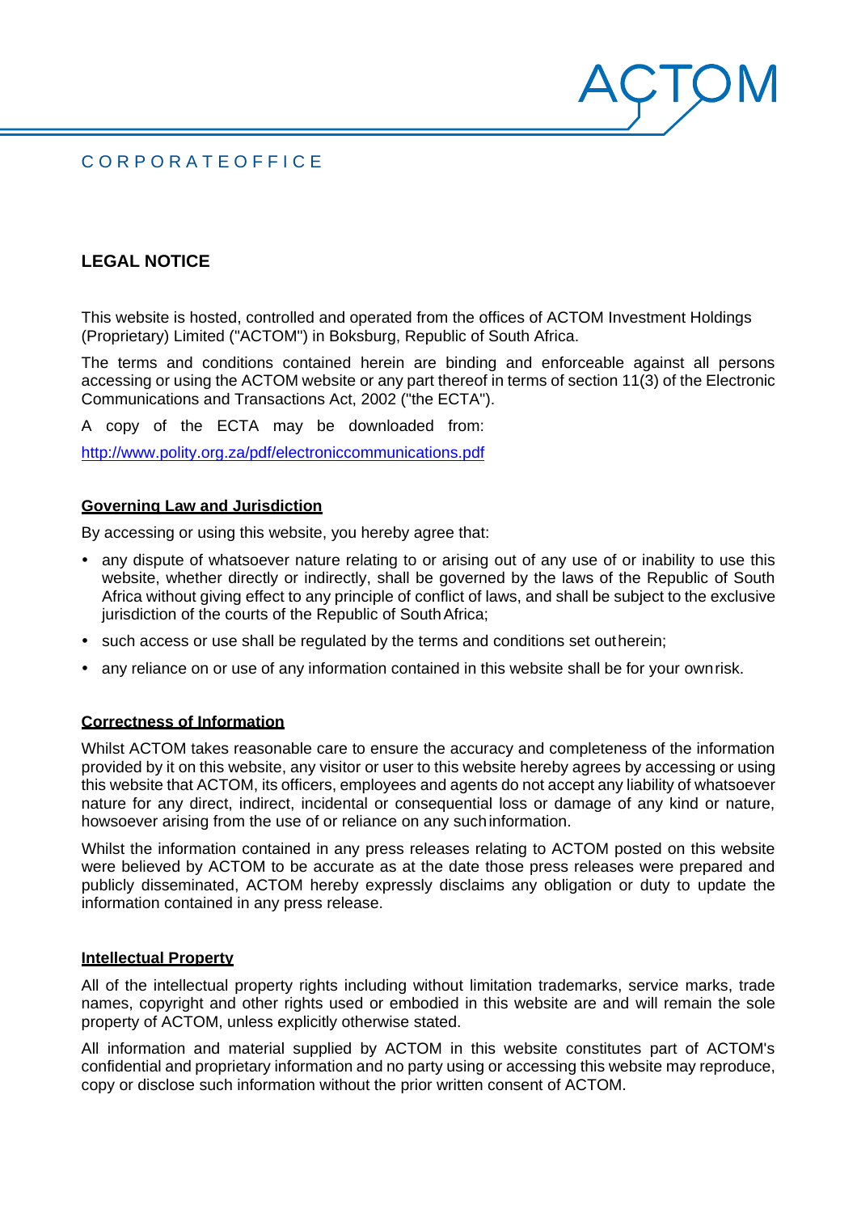CORPORATEOFFICE

## LEGAL NOTICE

This website is hosted, controlled and operated from the offices of ACTOM Investment Holdings (Proprietary) Limited ("ACTOM") in Boksburg, Republic of South Africa.

The terms and conditions contained herein are binding and enforceable against all persons accessing or using the ACTOM website or any part thereof in terms of section 11(3) of the Electronic Communications and Transactions Act, 2002 ("the ECTA").

A copy of the ECTA may be downloaded from:

http://www.polity.org.za/pdf/electroniccommunications.pdf

### Governing Law and Jurisdiction

By accessing or using this website, you hereby agree that:

- any dispute of whatsoever nature relating to or arising out of any use of or inability to use this website, whether directly or indirectly, shall be governed by the laws of the Republic of South Africa without giving effect to any principle of conflict of laws, and shall be subject to the exclusive jurisdiction of the courts of the Republic of South Africa;
- such access or use shall be regulated by the terms and conditions set out herein;
- any reliance on or use of any information contained in this website shall be for your own risk.

### Correctness of Information

Whilst ACTOM takes reasonable care to ensure the accuracy and completeness of the information provided by it on this website, any visitor or user to this website hereby agrees by accessing or using this website that ACTOM, its officers, employees and agents do not accept any liability of whatsoever nature for any direct, indirect, incidental or consequential loss or damage of any kind or nature, howsoever arising from the use of or reliance on any such information.

Whilst the information contained in any press releases relating to ACTOM posted on this website were believed by ACTOM to be accurate as at the date those press releases were prepared and publicly disseminated, ACTOM hereby expressly disclaims any obligation or duty to update the information contained in any press release.

### Intellectual Property

All of the intellectual property rights including without limitation trademarks, service marks, trade names, copyright and other rights used or embodied in this website are and will remain the sole property of ACTOM, unless explicitly otherwise stated.

All information and material supplied by ACTOM in this website constitutes part of ACTOM's confidential and proprietary information and no party using or accessing this website may reproduce, copy or disclose such information without the prior written consent of ACTOM.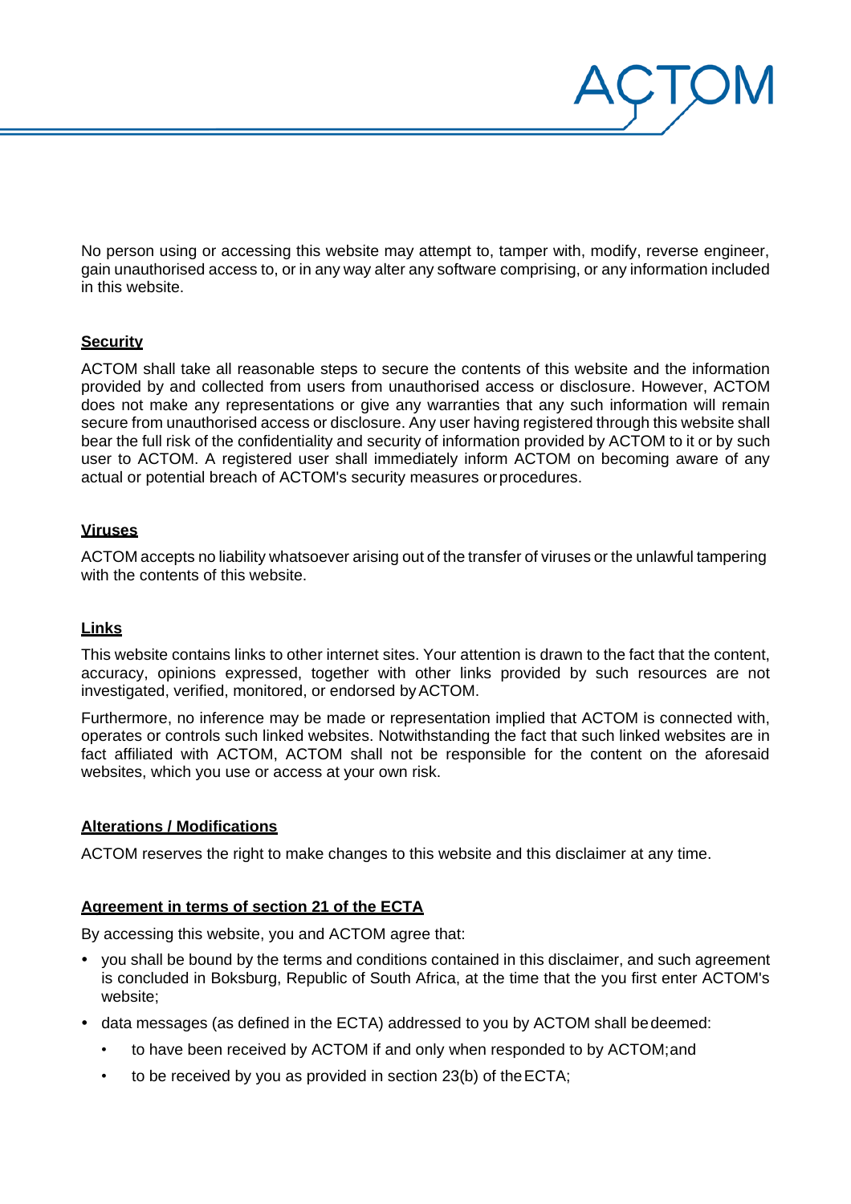No person using or accessing this website may attempt to, tamper with, modify, reverse engineer, gain unauthorised access to, or in any way alter any software comprising, or any information included in this website.

**Security**

ACTOM shall take all reasonable steps to secure the contents of this website and the information provided by and collected from users from unauthorised access or disclosure. However, ACTOM does not make any representations or give any warranties that any such information will remain secure from unauthorised access or disclosure. Any user having registered through this website shall bear the full risk of the confidentiality and security of information provided by ACTOM to it or by such user to ACTOM. A registered user shall immediately inform ACTOM on becoming aware of any actual or potential breach of ACTOM's security measures or procedures.

**Viruses**

ACTOM accepts no liability whatsoever arising out of the transfer of viruses or the unlawful tampering with the contents of this website.

**Links**

This website contains links to other internet sites. Your attention is drawn to the fact that the content, accuracy, opinions expressed, together with other links provided by such resources are not investigated, verified, monitored, or endorsed by ACTOM.

Furthermore, no inference may be made or representation implied that ACTOM is connected with, operates or controls such linked websites. Notwithstanding the fact that such linked websites are in fact affiliated with ACTOM, ACTOM shall not be responsible for the content on the aforesaid websites, which you use or access at your own risk.

**Alterations / Modifications**

ACTOM reserves the right to make changes to this website and this disclaimer at any time.

**Agreement in terms of section 21 of the ECTA**

By accessing this website, you and ACTOM agree that:

- you shall be bound by the terms and conditions contained in this disclaimer, and such agreement is concluded in Boksburg, Republic of South Africa, at the time that the you first enter ACTOM's website;
- data messages (as defined in the ECTA) addressed to you by ACTOM shall be deemed:
  - to have been received by ACTOM if and only when responded to by ACTOM; and
  - to be received by you as provided in section 23(b) of the ECTA;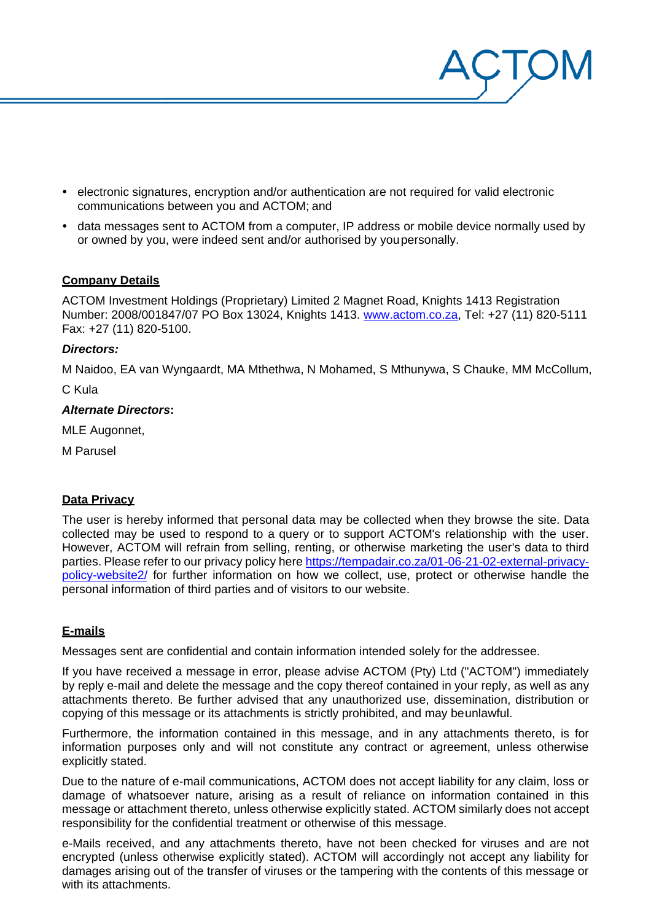- electronic signatures, encryption and/or authentication are not required for valid electronic communications between you and ACTOM; and
- data messages sent to ACTOM from a computer, IP address or mobile device normally used by or owned by you, were indeed sent and/or authorised by you personally.

**Company Details**

ACTOM Investment Holdings (Proprietary) Limited 2 Magnet Road, Knights 1413 Registration Number: 2008/001847/07 PO Box 13024, Knights 1413. www.actom.co.za, Tel: +27 (11) 820-5111 Fax: +27 (11) 820-5100.

***Directors:***

M Naidoo, EA van Wyngaardt, MA Mthethwa, N Mohamed, S Mthunywa, S Chauke, MM McCollum,

C Kula

***Alternate Directors*:**

MLE Augonnet,

M Parusel

**Data Privacy**

The user is hereby informed that personal data may be collected when they browse the site. Data collected may be used to respond to a query or to support ACTOM's relationship with the user. However, ACTOM will refrain from selling, renting, or otherwise marketing the user's data to third parties. Please refer to our privacy policy here https://tempadair.co.za/01-06-21-02-external-privacy-policy-website2/ for further information on how we collect, use, protect or otherwise handle the personal information of third parties and of visitors to our website.

**E-mails**

Messages sent are confidential and contain information intended solely for the addressee.

If you have received a message in error, please advise ACTOM (Pty) Ltd ("ACTOM") immediately by reply e-mail and delete the message and the copy thereof contained in your reply, as well as any attachments thereto. Be further advised that any unauthorized use, dissemination, distribution or copying of this message or its attachments is strictly prohibited, and may be unlawful.

Furthermore, the information contained in this message, and in any attachments thereto, is for information purposes only and will not constitute any contract or agreement, unless otherwise explicitly stated.

Due to the nature of e-mail communications, ACTOM does not accept liability for any claim, loss or damage of whatsoever nature, arising as a result of reliance on information contained in this message or attachment thereto, unless otherwise explicitly stated. ACTOM similarly does not accept responsibility for the confidential treatment or otherwise of this message.

e-Mails received, and any attachments thereto, have not been checked for viruses and are not encrypted (unless otherwise explicitly stated). ACTOM will accordingly not accept any liability for damages arising out of the transfer of viruses or the tampering with the contents of this message or with its attachments.